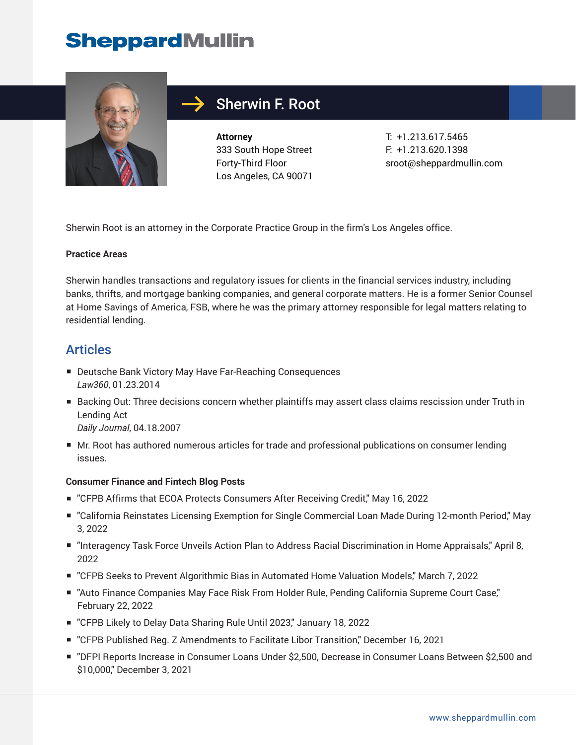# Sherwin F. Root

**Attorney**
333 South Hope Street
Forty-Third Floor
Los Angeles, CA 90071

T: +1.213.617.5465
F: +1.213.620.1398
sroot@sheppardmullin.com

Sherwin Root is an attorney in the Corporate Practice Group in the firm's Los Angeles office.

**Practice Areas**

Sherwin handles transactions and regulatory issues for clients in the financial services industry, including banks, thrifts, and mortgage banking companies, and general corporate matters. He is a former Senior Counsel at Home Savings of America, FSB, where he was the primary attorney responsible for legal matters relating to residential lending.

## Articles

- Deutsche Bank Victory May Have Far-Reaching Consequences
  *Law360*, 01.23.2014
- Backing Out: Three decisions concern whether plaintiffs may assert class claims rescission under Truth in Lending Act
  *Daily Journal*, 04.18.2007
- Mr. Root has authored numerous articles for trade and professional publications on consumer lending issues.

**Consumer Finance and Fintech Blog Posts**

- "CFPB Affirms that ECOA Protects Consumers After Receiving Credit," May 16, 2022
- "California Reinstates Licensing Exemption for Single Commercial Loan Made During 12-month Period," May 3, 2022
- "Interagency Task Force Unveils Action Plan to Address Racial Discrimination in Home Appraisals," April 8, 2022
- "CFPB Seeks to Prevent Algorithmic Bias in Automated Home Valuation Models," March 7, 2022
- "Auto Finance Companies May Face Risk From Holder Rule, Pending California Supreme Court Case," February 22, 2022
- "CFPB Likely to Delay Data Sharing Rule Until 2023," January 18, 2022
- "CFPB Published Reg. Z Amendments to Facilitate Libor Transition," December 16, 2021
- "DFPI Reports Increase in Consumer Loans Under $2,500, Decrease in Consumer Loans Between $2,500 and $10,000," December 3, 2021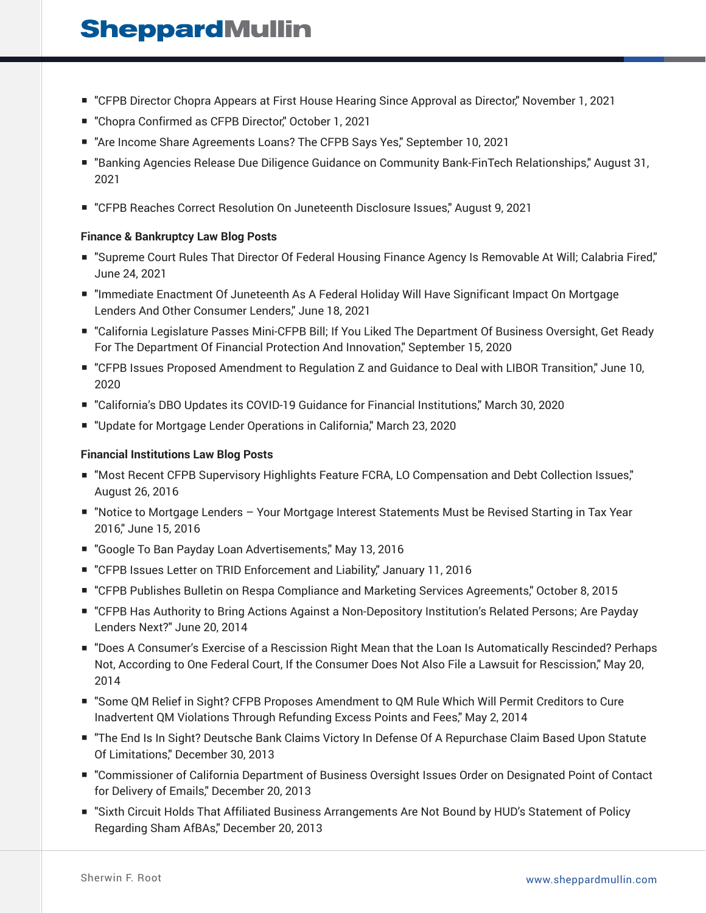- "CFPB Director Chopra Appears at First House Hearing Since Approval as Director," November 1, 2021
- "Chopra Confirmed as CFPB Director," October 1, 2021
- "Are Income Share Agreements Loans? The CFPB Says Yes," September 10, 2021
- "Banking Agencies Release Due Diligence Guidance on Community Bank-FinTech Relationships," August 31, 2021
- "CFPB Reaches Correct Resolution On Juneteenth Disclosure Issues," August 9, 2021

**Finance & Bankruptcy Law Blog Posts**

- "Supreme Court Rules That Director Of Federal Housing Finance Agency Is Removable At Will; Calabria Fired," June 24, 2021
- "Immediate Enactment Of Juneteenth As A Federal Holiday Will Have Significant Impact On Mortgage Lenders And Other Consumer Lenders," June 18, 2021
- "California Legislature Passes Mini-CFPB Bill; If You Liked The Department Of Business Oversight, Get Ready For The Department Of Financial Protection And Innovation," September 15, 2020
- "CFPB Issues Proposed Amendment to Regulation Z and Guidance to Deal with LIBOR Transition," June 10, 2020
- "California's DBO Updates its COVID-19 Guidance for Financial Institutions," March 30, 2020
- "Update for Mortgage Lender Operations in California," March 23, 2020

**Financial Institutions Law Blog Posts**

- "Most Recent CFPB Supervisory Highlights Feature FCRA, LO Compensation and Debt Collection Issues," August 26, 2016
- "Notice to Mortgage Lenders – Your Mortgage Interest Statements Must be Revised Starting in Tax Year 2016," June 15, 2016
- "Google To Ban Payday Loan Advertisements," May 13, 2016
- "CFPB Issues Letter on TRID Enforcement and Liability," January 11, 2016
- "CFPB Publishes Bulletin on Respa Compliance and Marketing Services Agreements," October 8, 2015
- "CFPB Has Authority to Bring Actions Against a Non-Depository Institution's Related Persons; Are Payday Lenders Next?" June 20, 2014
- "Does A Consumer's Exercise of a Rescission Right Mean that the Loan Is Automatically Rescinded? Perhaps Not, According to One Federal Court, If the Consumer Does Not Also File a Lawsuit for Rescission," May 20, 2014
- "Some QM Relief in Sight? CFPB Proposes Amendment to QM Rule Which Will Permit Creditors to Cure Inadvertent QM Violations Through Refunding Excess Points and Fees," May 2, 2014
- "The End Is In Sight? Deutsche Bank Claims Victory In Defense Of A Repurchase Claim Based Upon Statute Of Limitations," December 30, 2013
- "Commissioner of California Department of Business Oversight Issues Order on Designated Point of Contact for Delivery of Emails," December 20, 2013
- "Sixth Circuit Holds That Affiliated Business Arrangements Are Not Bound by HUD's Statement of Policy Regarding Sham AfBAs," December 20, 2013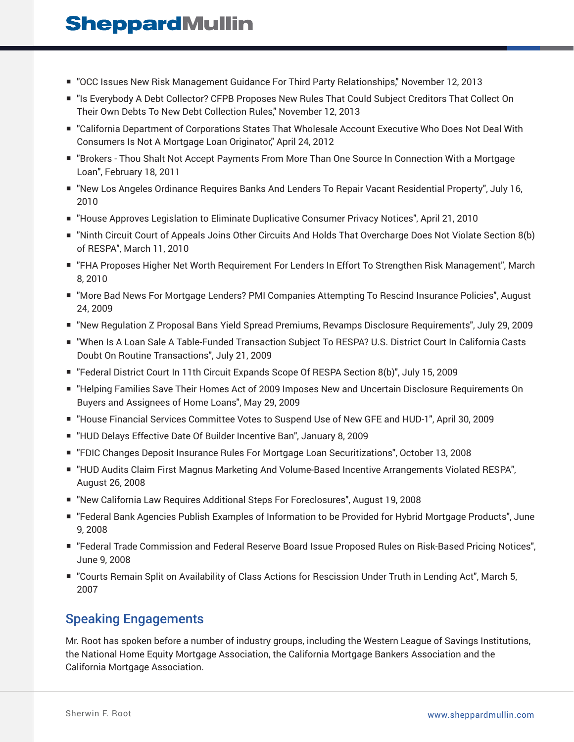- "OCC Issues New Risk Management Guidance For Third Party Relationships," November 12, 2013
- "Is Everybody A Debt Collector? CFPB Proposes New Rules That Could Subject Creditors That Collect On Their Own Debts To New Debt Collection Rules," November 12, 2013
- "California Department of Corporations States That Wholesale Account Executive Who Does Not Deal With Consumers Is Not A Mortgage Loan Originator," April 24, 2012
- "Brokers - Thou Shalt Not Accept Payments From More Than One Source In Connection With a Mortgage Loan", February 18, 2011
- "New Los Angeles Ordinance Requires Banks And Lenders To Repair Vacant Residential Property", July 16, 2010
- "House Approves Legislation to Eliminate Duplicative Consumer Privacy Notices", April 21, 2010
- "Ninth Circuit Court of Appeals Joins Other Circuits And Holds That Overcharge Does Not Violate Section 8(b) of RESPA", March 11, 2010
- "FHA Proposes Higher Net Worth Requirement For Lenders In Effort To Strengthen Risk Management", March 8, 2010
- "More Bad News For Mortgage Lenders? PMI Companies Attempting To Rescind Insurance Policies", August 24, 2009
- "New Regulation Z Proposal Bans Yield Spread Premiums, Revamps Disclosure Requirements", July 29, 2009
- "When Is A Loan Sale A Table-Funded Transaction Subject To RESPA? U.S. District Court In California Casts Doubt On Routine Transactions", July 21, 2009
- "Federal District Court In 11th Circuit Expands Scope Of RESPA Section 8(b)", July 15, 2009
- "Helping Families Save Their Homes Act of 2009 Imposes New and Uncertain Disclosure Requirements On Buyers and Assignees of Home Loans", May 29, 2009
- "House Financial Services Committee Votes to Suspend Use of New GFE and HUD-1", April 30, 2009
- "HUD Delays Effective Date Of Builder Incentive Ban", January 8, 2009
- "FDIC Changes Deposit Insurance Rules For Mortgage Loan Securitizations", October 13, 2008
- "HUD Audits Claim First Magnus Marketing And Volume-Based Incentive Arrangements Violated RESPA", August 26, 2008
- "New California Law Requires Additional Steps For Foreclosures", August 19, 2008
- "Federal Bank Agencies Publish Examples of Information to be Provided for Hybrid Mortgage Products", June 9, 2008
- "Federal Trade Commission and Federal Reserve Board Issue Proposed Rules on Risk-Based Pricing Notices", June 9, 2008
- "Courts Remain Split on Availability of Class Actions for Rescission Under Truth in Lending Act", March 5, 2007

## Speaking Engagements

Mr. Root has spoken before a number of industry groups, including the Western League of Savings Institutions, the National Home Equity Mortgage Association, the California Mortgage Bankers Association and the California Mortgage Association.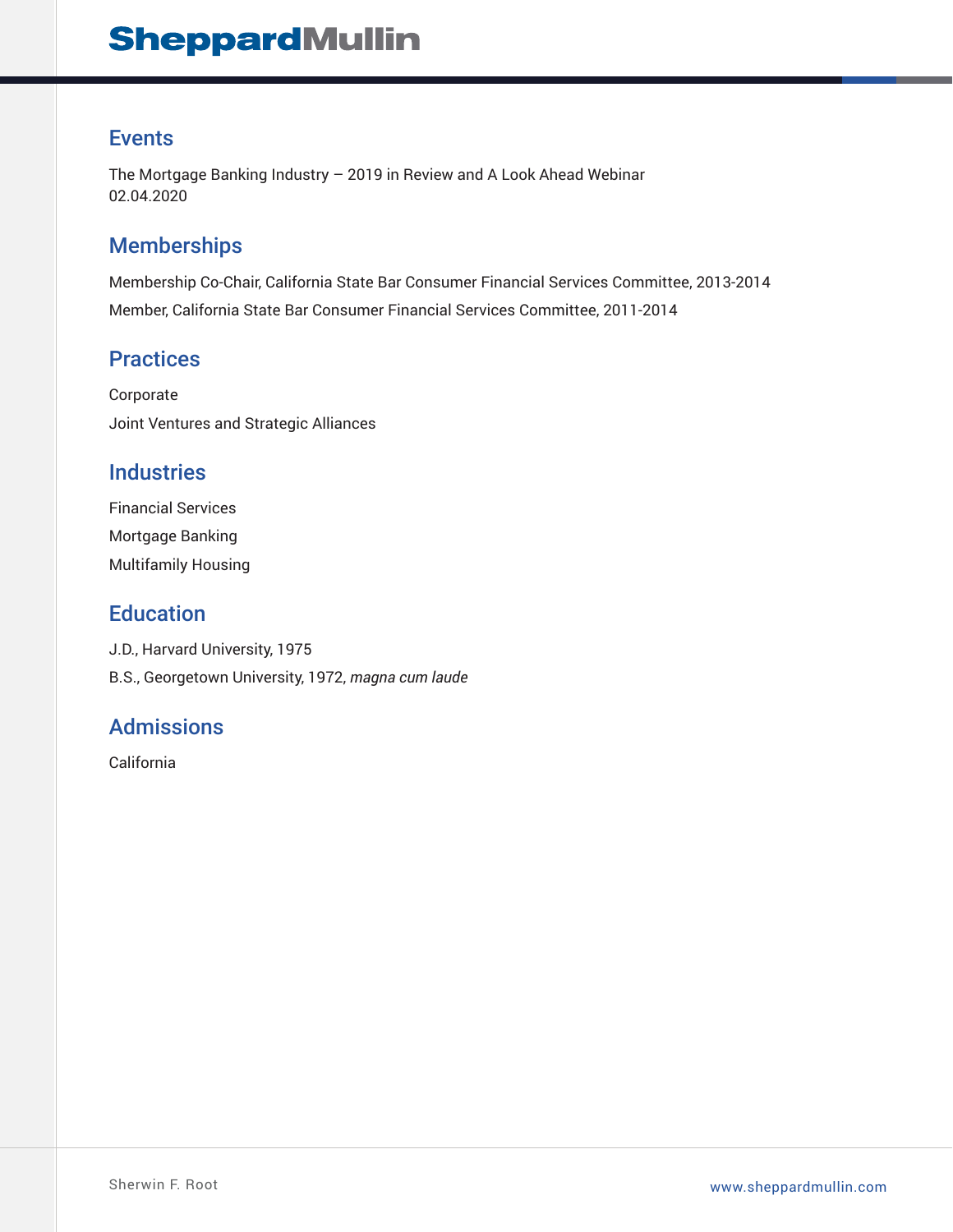## Events

The Mortgage Banking Industry – 2019 in Review and A Look Ahead Webinar
02.04.2020

## Memberships

Membership Co-Chair, California State Bar Consumer Financial Services Committee, 2013-2014

Member, California State Bar Consumer Financial Services Committee, 2011-2014

## Practices

Corporate

Joint Ventures and Strategic Alliances

## Industries

Financial Services

Mortgage Banking

Multifamily Housing

## Education

J.D., Harvard University, 1975

B.S., Georgetown University, 1972, *magna cum laude*

## Admissions

California